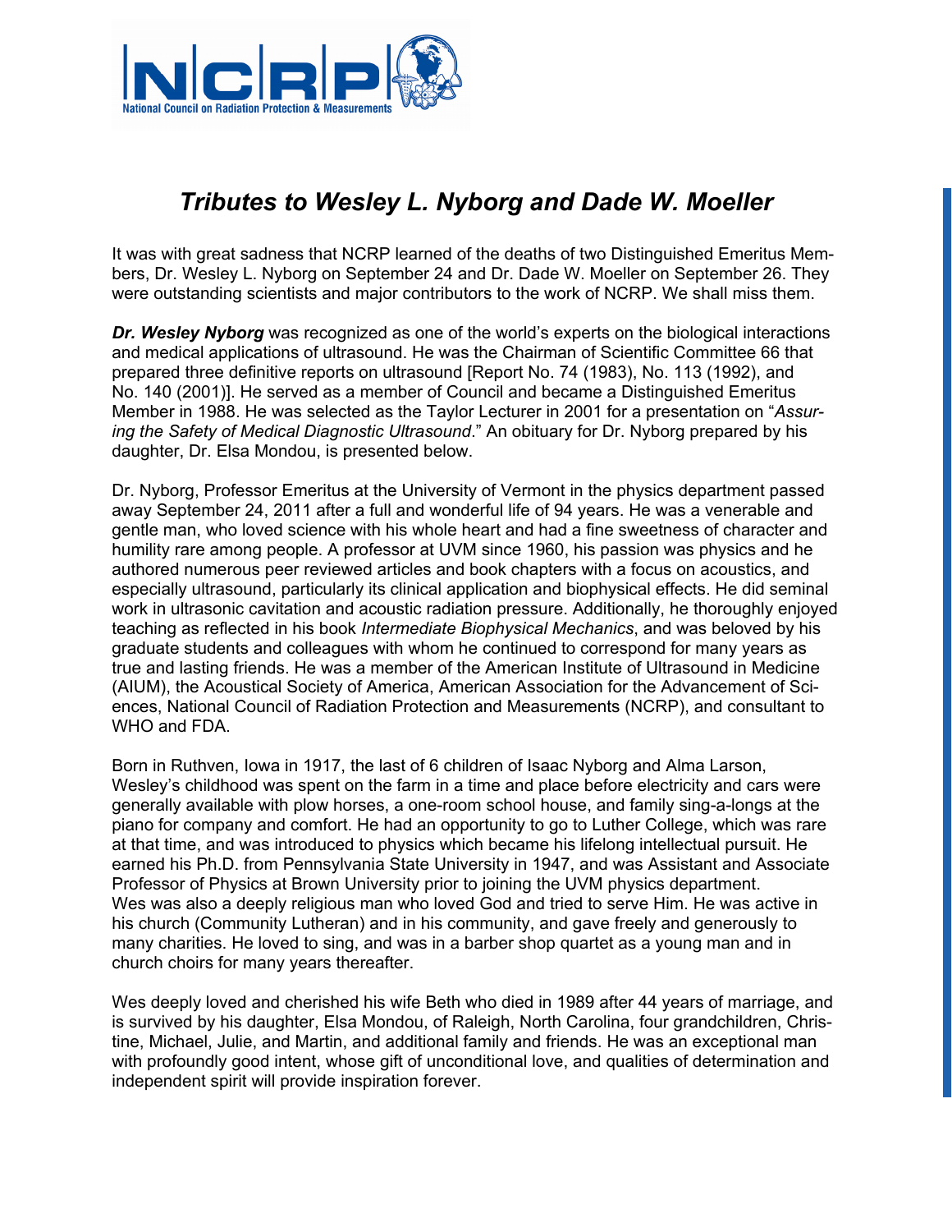# *Tributes to Wesley L. Nyborg and Dade W. Moeller*

It was with great sadness that NCRP learned of the deaths of two Distinguished Emeritus Members, Dr. Wesley L. Nyborg on September 24 and Dr. Dade W. Moeller on September 26. They were outstanding scientists and major contributors to the work of NCRP. We shall miss them.

***Dr. Wesley Nyborg*** was recognized as one of the world's experts on the biological interactions and medical applications of ultrasound. He was the Chairman of Scientific Committee 66 that prepared three definitive reports on ultrasound [Report No. 74 (1983), No. 113 (1992), and No. 140 (2001)]. He served as a member of Council and became a Distinguished Emeritus Member in 1988. He was selected as the Taylor Lecturer in 2001 for a presentation on "*Assuring the Safety of Medical Diagnostic Ultrasound*." An obituary for Dr. Nyborg prepared by his daughter, Dr. Elsa Mondou, is presented below.

Dr. Nyborg, Professor Emeritus at the University of Vermont in the physics department passed away September 24, 2011 after a full and wonderful life of 94 years. He was a venerable and gentle man, who loved science with his whole heart and had a fine sweetness of character and humility rare among people. A professor at UVM since 1960, his passion was physics and he authored numerous peer reviewed articles and book chapters with a focus on acoustics, and especially ultrasound, particularly its clinical application and biophysical effects. He did seminal work in ultrasonic cavitation and acoustic radiation pressure. Additionally, he thoroughly enjoyed teaching as reflected in his book *Intermediate Biophysical Mechanics*, and was beloved by his graduate students and colleagues with whom he continued to correspond for many years as true and lasting friends. He was a member of the American Institute of Ultrasound in Medicine (AIUM), the Acoustical Society of America, American Association for the Advancement of Sciences, National Council of Radiation Protection and Measurements (NCRP), and consultant to WHO and FDA.

Born in Ruthven, Iowa in 1917, the last of 6 children of Isaac Nyborg and Alma Larson, Wesley's childhood was spent on the farm in a time and place before electricity and cars were generally available with plow horses, a one-room school house, and family sing-a-longs at the piano for company and comfort. He had an opportunity to go to Luther College, which was rare at that time, and was introduced to physics which became his lifelong intellectual pursuit. He earned his Ph.D. from Pennsylvania State University in 1947, and was Assistant and Associate Professor of Physics at Brown University prior to joining the UVM physics department. Wes was also a deeply religious man who loved God and tried to serve Him. He was active in his church (Community Lutheran) and in his community, and gave freely and generously to many charities. He loved to sing, and was in a barber shop quartet as a young man and in church choirs for many years thereafter.

Wes deeply loved and cherished his wife Beth who died in 1989 after 44 years of marriage, and is survived by his daughter, Elsa Mondou, of Raleigh, North Carolina, four grandchildren, Christine, Michael, Julie, and Martin, and additional family and friends. He was an exceptional man with profoundly good intent, whose gift of unconditional love, and qualities of determination and independent spirit will provide inspiration forever.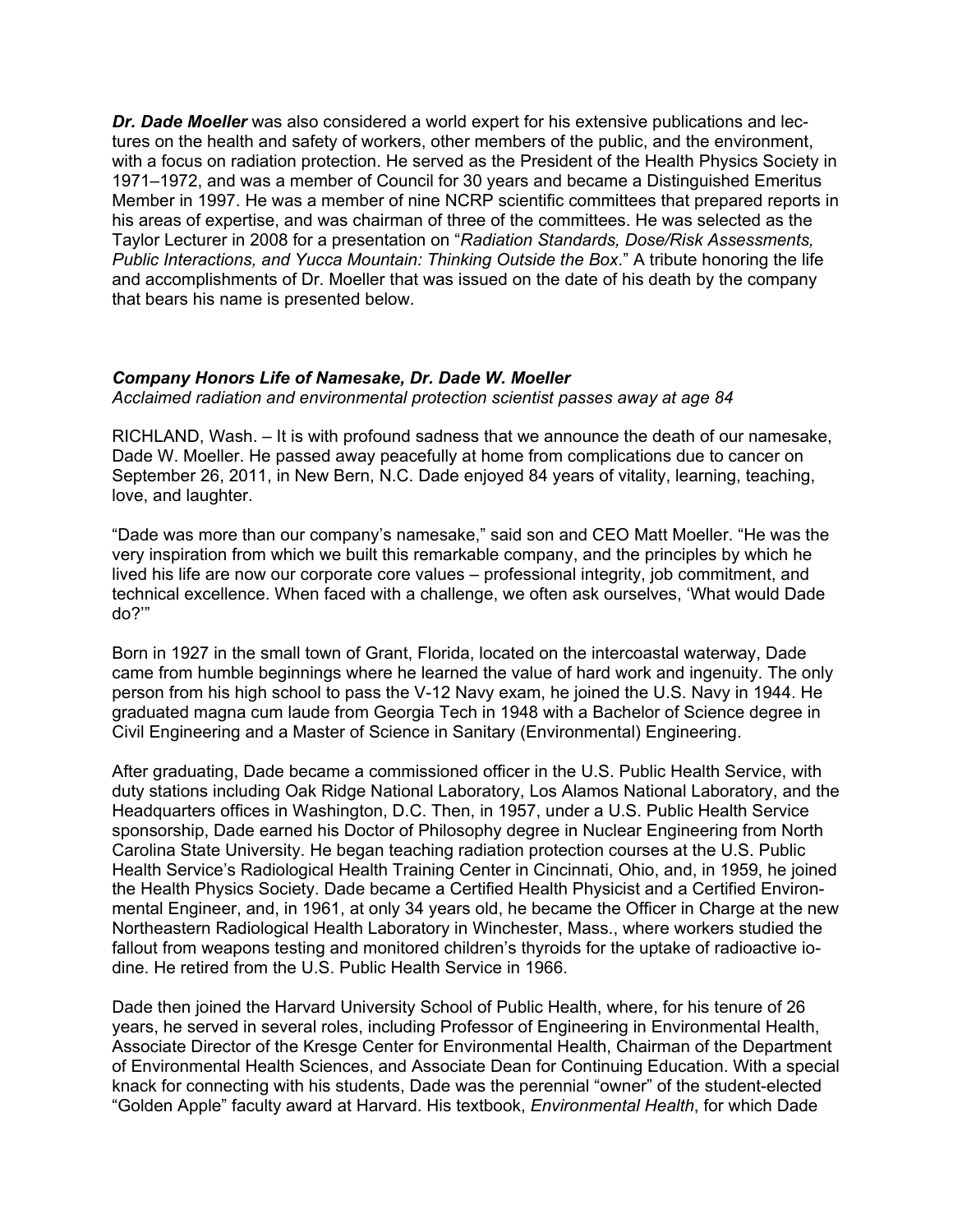***Dr. Dade Moeller*** was also considered a world expert for his extensive publications and lectures on the health and safety of workers, other members of the public, and the environment, with a focus on radiation protection. He served as the President of the Health Physics Society in 1971–1972, and was a member of Council for 30 years and became a Distinguished Emeritus Member in 1997. He was a member of nine NCRP scientific committees that prepared reports in his areas of expertise, and was chairman of three of the committees. He was selected as the Taylor Lecturer in 2008 for a presentation on "*Radiation Standards, Dose/Risk Assessments, Public Interactions, and Yucca Mountain: Thinking Outside the Box*." A tribute honoring the life and accomplishments of Dr. Moeller that was issued on the date of his death by the company that bears his name is presented below.

***Company Honors Life of Namesake, Dr. Dade W. Moeller***

*Acclaimed radiation and environmental protection scientist passes away at age 84*

RICHLAND, Wash. – It is with profound sadness that we announce the death of our namesake, Dade W. Moeller. He passed away peacefully at home from complications due to cancer on September 26, 2011, in New Bern, N.C. Dade enjoyed 84 years of vitality, learning, teaching, love, and laughter.

"Dade was more than our company's namesake," said son and CEO Matt Moeller. "He was the very inspiration from which we built this remarkable company, and the principles by which he lived his life are now our corporate core values – professional integrity, job commitment, and technical excellence. When faced with a challenge, we often ask ourselves, 'What would Dade do?'"

Born in 1927 in the small town of Grant, Florida, located on the intercoastal waterway, Dade came from humble beginnings where he learned the value of hard work and ingenuity. The only person from his high school to pass the V-12 Navy exam, he joined the U.S. Navy in 1944. He graduated magna cum laude from Georgia Tech in 1948 with a Bachelor of Science degree in Civil Engineering and a Master of Science in Sanitary (Environmental) Engineering.

After graduating, Dade became a commissioned officer in the U.S. Public Health Service, with duty stations including Oak Ridge National Laboratory, Los Alamos National Laboratory, and the Headquarters offices in Washington, D.C. Then, in 1957, under a U.S. Public Health Service sponsorship, Dade earned his Doctor of Philosophy degree in Nuclear Engineering from North Carolina State University. He began teaching radiation protection courses at the U.S. Public Health Service's Radiological Health Training Center in Cincinnati, Ohio, and, in 1959, he joined the Health Physics Society. Dade became a Certified Health Physicist and a Certified Environmental Engineer, and, in 1961, at only 34 years old, he became the Officer in Charge at the new Northeastern Radiological Health Laboratory in Winchester, Mass., where workers studied the fallout from weapons testing and monitored children's thyroids for the uptake of radioactive iodine. He retired from the U.S. Public Health Service in 1966.

Dade then joined the Harvard University School of Public Health, where, for his tenure of 26 years, he served in several roles, including Professor of Engineering in Environmental Health, Associate Director of the Kresge Center for Environmental Health, Chairman of the Department of Environmental Health Sciences, and Associate Dean for Continuing Education. With a special knack for connecting with his students, Dade was the perennial "owner" of the student-elected "Golden Apple" faculty award at Harvard. His textbook, *Environmental Health*, for which Dade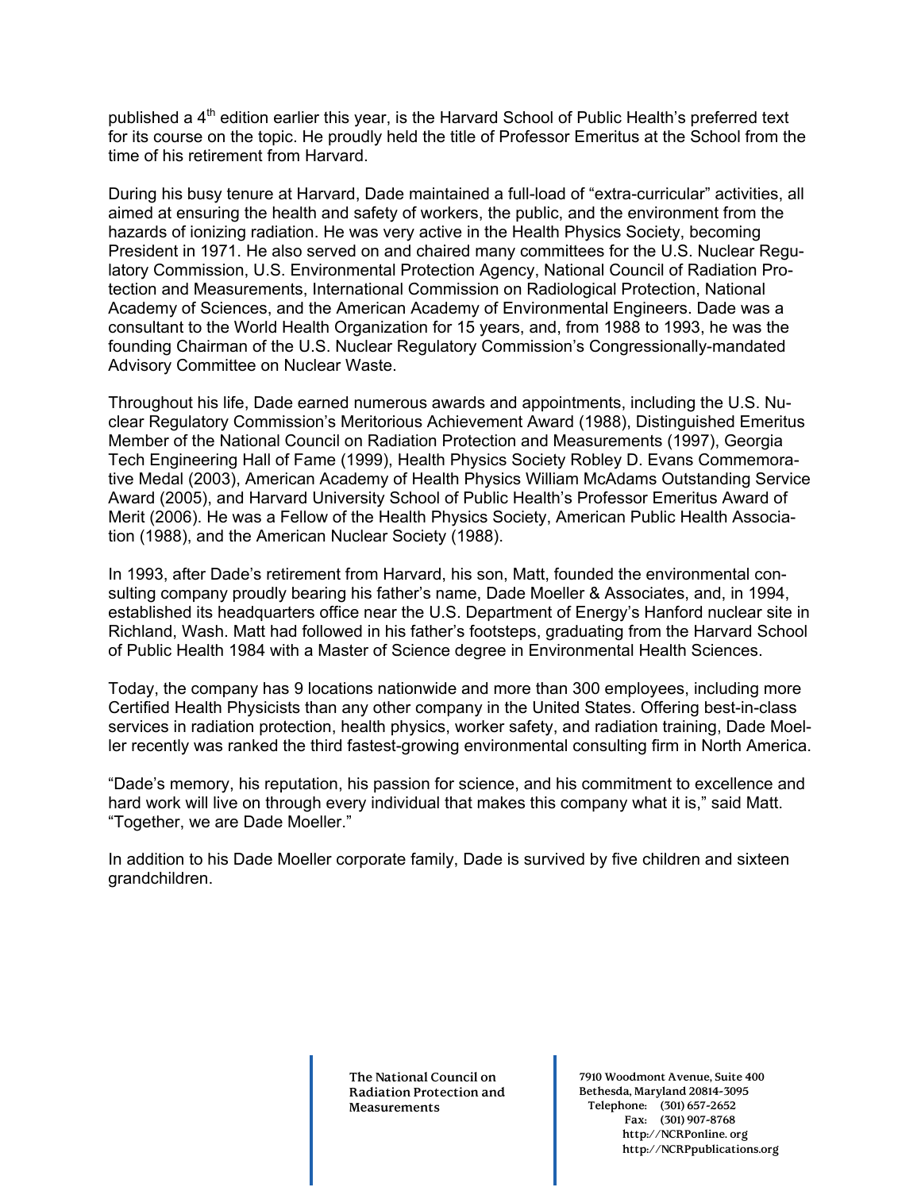published a 4th edition earlier this year, is the Harvard School of Public Health's preferred text for its course on the topic. He proudly held the title of Professor Emeritus at the School from the time of his retirement from Harvard.

During his busy tenure at Harvard, Dade maintained a full-load of "extra-curricular" activities, all aimed at ensuring the health and safety of workers, the public, and the environment from the hazards of ionizing radiation. He was very active in the Health Physics Society, becoming President in 1971. He also served on and chaired many committees for the U.S. Nuclear Regulatory Commission, U.S. Environmental Protection Agency, National Council of Radiation Protection and Measurements, International Commission on Radiological Protection, National Academy of Sciences, and the American Academy of Environmental Engineers. Dade was a consultant to the World Health Organization for 15 years, and, from 1988 to 1993, he was the founding Chairman of the U.S. Nuclear Regulatory Commission's Congressionally-mandated Advisory Committee on Nuclear Waste.

Throughout his life, Dade earned numerous awards and appointments, including the U.S. Nuclear Regulatory Commission's Meritorious Achievement Award (1988), Distinguished Emeritus Member of the National Council on Radiation Protection and Measurements (1997), Georgia Tech Engineering Hall of Fame (1999), Health Physics Society Robley D. Evans Commemorative Medal (2003), American Academy of Health Physics William McAdams Outstanding Service Award (2005), and Harvard University School of Public Health's Professor Emeritus Award of Merit (2006). He was a Fellow of the Health Physics Society, American Public Health Association (1988), and the American Nuclear Society (1988).

In 1993, after Dade's retirement from Harvard, his son, Matt, founded the environmental consulting company proudly bearing his father's name, Dade Moeller & Associates, and, in 1994, established its headquarters office near the U.S. Department of Energy's Hanford nuclear site in Richland, Wash. Matt had followed in his father's footsteps, graduating from the Harvard School of Public Health 1984 with a Master of Science degree in Environmental Health Sciences.

Today, the company has 9 locations nationwide and more than 300 employees, including more Certified Health Physicists than any other company in the United States. Offering best-in-class services in radiation protection, health physics, worker safety, and radiation training, Dade Moeller recently was ranked the third fastest-growing environmental consulting firm in North America.

"Dade's memory, his reputation, his passion for science, and his commitment to excellence and hard work will live on through every individual that makes this company what it is," said Matt. "Together, we are Dade Moeller."

In addition to his Dade Moeller corporate family, Dade is survived by five children and sixteen grandchildren.

The National Council on Radiation Protection and Measurements

7910 Woodmont Avenue, Suite 400
Bethesda, Maryland 20814-3095
Telephone: (301) 657-2652
Fax: (301) 907-8768
http://NCRPonline.org
http://NCRPpublications.org